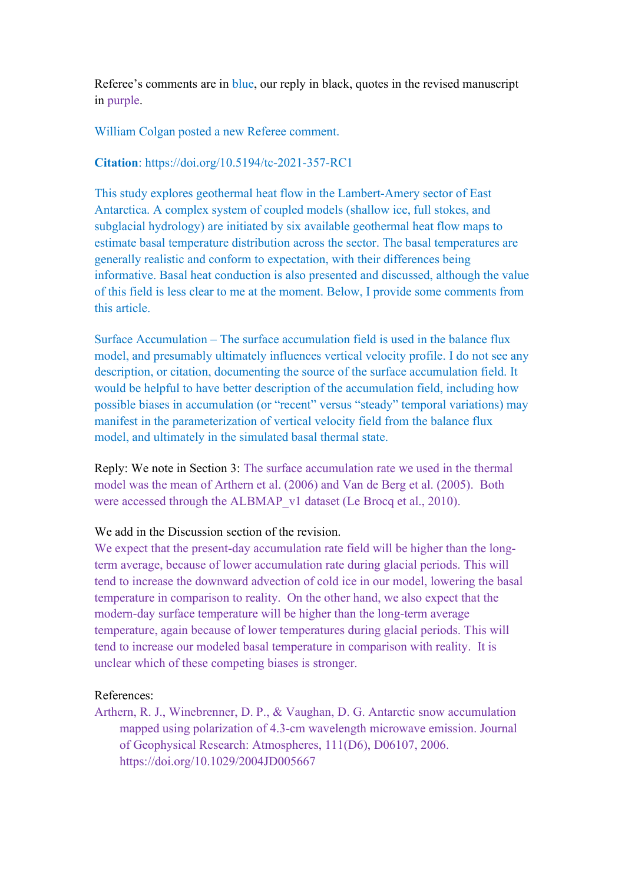Referee's comments are in blue, our reply in black, quotes in the revised manuscript in purple.

William Colgan posted a new Referee comment.

**Citation**: https://doi.org/10.5194/tc-2021-357-RC1

This study explores geothermal heat flow in the Lambert-Amery sector of East Antarctica. A complex system of coupled models (shallow ice, full stokes, and subglacial hydrology) are initiated by six available geothermal heat flow maps to estimate basal temperature distribution across the sector. The basal temperatures are generally realistic and conform to expectation, with their differences being informative. Basal heat conduction is also presented and discussed, although the value of this field is less clear to me at the moment. Below, I provide some comments from this article.

Surface Accumulation – The surface accumulation field is used in the balance flux model, and presumably ultimately influences vertical velocity profile. I do not see any description, or citation, documenting the source of the surface accumulation field. It would be helpful to have better description of the accumulation field, including how possible biases in accumulation (or "recent" versus "steady" temporal variations) may manifest in the parameterization of vertical velocity field from the balance flux model, and ultimately in the simulated basal thermal state.

Reply: We note in Section 3: The surface accumulation rate we used in the thermal model was the mean of Arthern et al. (2006) and Van de Berg et al. (2005). Both were accessed through the ALBMAP_v1 dataset (Le Brocq et al., 2010).

We add in the Discussion section of the revision.
We expect that the present-day accumulation rate field will be higher than the long-term average, because of lower accumulation rate during glacial periods. This will tend to increase the downward advection of cold ice in our model, lowering the basal temperature in comparison to reality. On the other hand, we also expect that the modern-day surface temperature will be higher than the long-term average temperature, again because of lower temperatures during glacial periods. This will tend to increase our modeled basal temperature in comparison with reality. It is unclear which of these competing biases is stronger.

References:
Arthern, R. J., Winebrenner, D. P., & Vaughan, D. G. Antarctic snow accumulation mapped using polarization of 4.3-cm wavelength microwave emission. Journal of Geophysical Research: Atmospheres, 111(D6), D06107, 2006. https://doi.org/10.1029/2004JD005667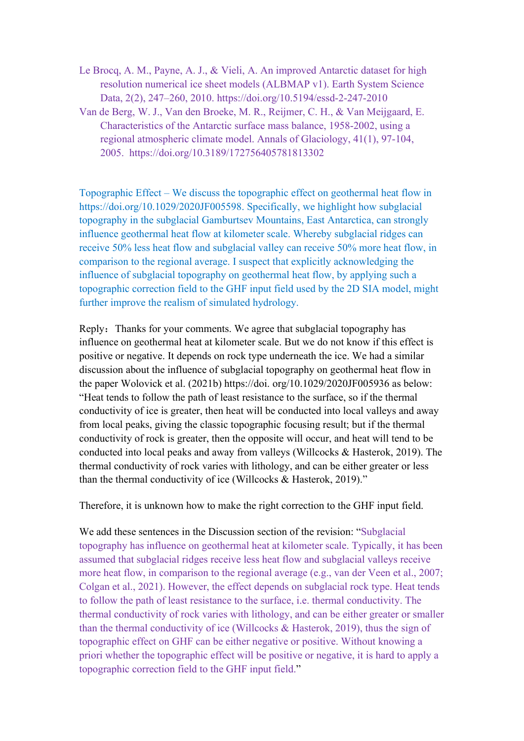Le Brocq, A. M., Payne, A. J., & Vieli, A. An improved Antarctic dataset for high resolution numerical ice sheet models (ALBMAP v1). Earth System Science Data, 2(2), 247–260, 2010. https://doi.org/10.5194/essd-2-247-2010

Van de Berg, W. J., Van den Broeke, M. R., Reijmer, C. H., & Van Meijgaard, E. Characteristics of the Antarctic surface mass balance, 1958-2002, using a regional atmospheric climate model. Annals of Glaciology, 41(1), 97-104, 2005. https://doi.org/10.3189/172756405781813302

Topographic Effect – We discuss the topographic effect on geothermal heat flow in https://doi.org/10.1029/2020JF005598. Specifically, we highlight how subglacial topography in the subglacial Gamburtsev Mountains, East Antarctica, can strongly influence geothermal heat flow at kilometer scale. Whereby subglacial ridges can receive 50% less heat flow and subglacial valley can receive 50% more heat flow, in comparison to the regional average. I suspect that explicitly acknowledging the influence of subglacial topography on geothermal heat flow, by applying such a topographic correction field to the GHF input field used by the 2D SIA model, might further improve the realism of simulated hydrology.

Reply：Thanks for your comments. We agree that subglacial topography has influence on geothermal heat at kilometer scale. But we do not know if this effect is positive or negative. It depends on rock type underneath the ice. We had a similar discussion about the influence of subglacial topography on geothermal heat flow in the paper Wolovick et al. (2021b) https://doi. org/10.1029/2020JF005936 as below: "Heat tends to follow the path of least resistance to the surface, so if the thermal conductivity of ice is greater, then heat will be conducted into local valleys and away from local peaks, giving the classic topographic focusing result; but if the thermal conductivity of rock is greater, then the opposite will occur, and heat will tend to be conducted into local peaks and away from valleys (Willcocks & Hasterok, 2019). The thermal conductivity of rock varies with lithology, and can be either greater or less than the thermal conductivity of ice (Willcocks & Hasterok, 2019)."

Therefore, it is unknown how to make the right correction to the GHF input field.

We add these sentences in the Discussion section of the revision: "Subglacial topography has influence on geothermal heat at kilometer scale. Typically, it has been assumed that subglacial ridges receive less heat flow and subglacial valleys receive more heat flow, in comparison to the regional average (e.g., van der Veen et al., 2007; Colgan et al., 2021). However, the effect depends on subglacial rock type. Heat tends to follow the path of least resistance to the surface, i.e. thermal conductivity. The thermal conductivity of rock varies with lithology, and can be either greater or smaller than the thermal conductivity of ice (Willcocks & Hasterok, 2019), thus the sign of topographic effect on GHF can be either negative or positive. Without knowing a priori whether the topographic effect will be positive or negative, it is hard to apply a topographic correction field to the GHF input field."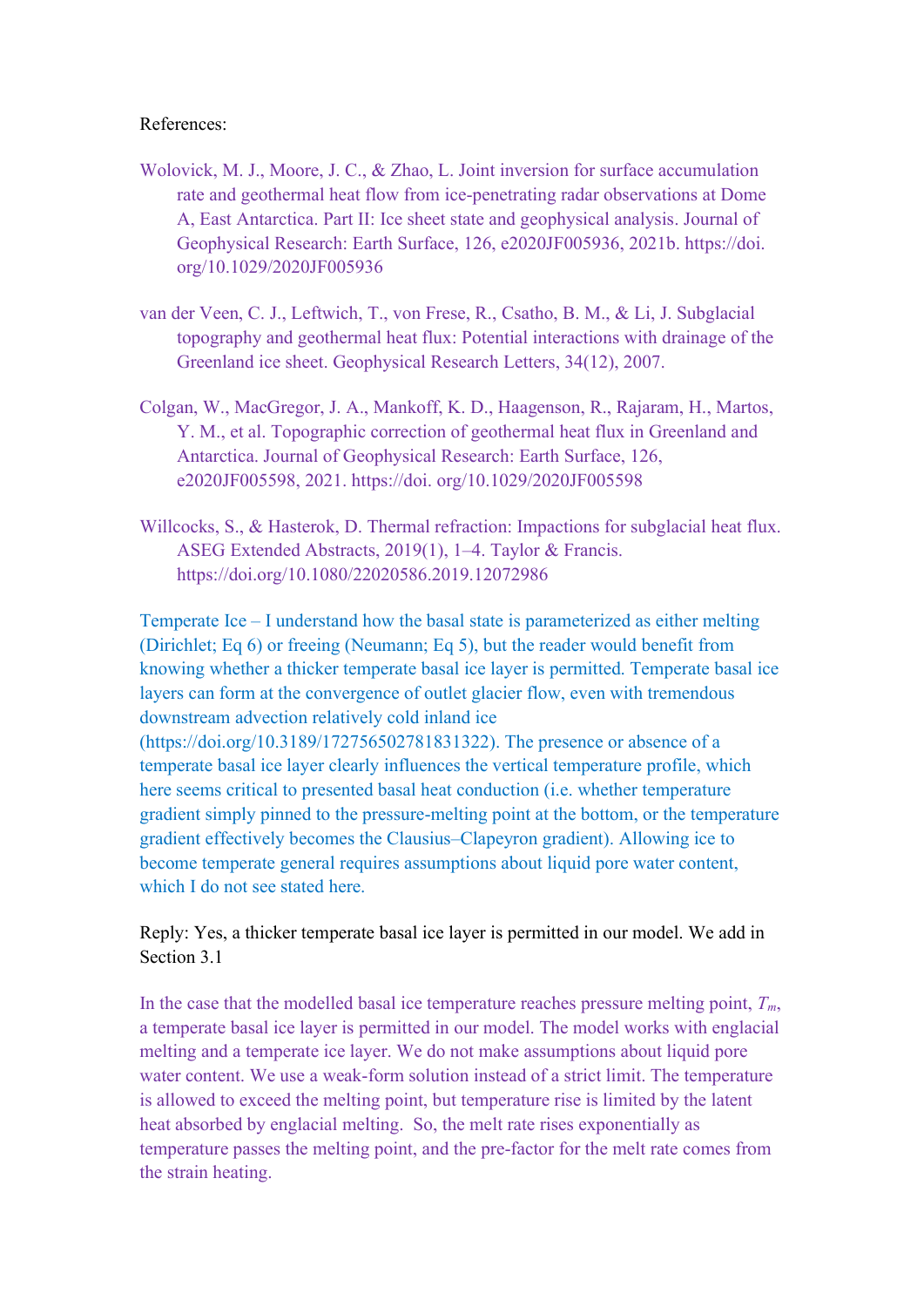References:

Wolovick, M. J., Moore, J. C., & Zhao, L. Joint inversion for surface accumulation rate and geothermal heat flow from ice-penetrating radar observations at Dome A, East Antarctica. Part II: Ice sheet state and geophysical analysis. Journal of Geophysical Research: Earth Surface, 126, e2020JF005936, 2021b. https://doi. org/10.1029/2020JF005936

van der Veen, C. J., Leftwich, T., von Frese, R., Csatho, B. M., & Li, J. Subglacial topography and geothermal heat flux: Potential interactions with drainage of the Greenland ice sheet. Geophysical Research Letters, 34(12), 2007.

Colgan, W., MacGregor, J. A., Mankoff, K. D., Haagenson, R., Rajaram, H., Martos, Y. M., et al. Topographic correction of geothermal heat flux in Greenland and Antarctica. Journal of Geophysical Research: Earth Surface, 126, e2020JF005598, 2021. https://doi. org/10.1029/2020JF005598

Willcocks, S., & Hasterok, D. Thermal refraction: Impactions for subglacial heat flux. ASEG Extended Abstracts, 2019(1), 1–4. Taylor & Francis. https://doi.org/10.1080/22020586.2019.12072986

Temperate Ice – I understand how the basal state is parameterized as either melting (Dirichlet; Eq 6) or freeing (Neumann; Eq 5), but the reader would benefit from knowing whether a thicker temperate basal ice layer is permitted. Temperate basal ice layers can form at the convergence of outlet glacier flow, even with tremendous downstream advection relatively cold inland ice (https://doi.org/10.3189/172756502781831322). The presence or absence of a temperate basal ice layer clearly influences the vertical temperature profile, which here seems critical to presented basal heat conduction (i.e. whether temperature gradient simply pinned to the pressure-melting point at the bottom, or the temperature gradient effectively becomes the Clausius–Clapeyron gradient). Allowing ice to become temperate general requires assumptions about liquid pore water content, which I do not see stated here.

Reply: Yes, a thicker temperate basal ice layer is permitted in our model. We add in Section 3.1

In the case that the modelled basal ice temperature reaches pressure melting point, $T_m$, a temperate basal ice layer is permitted in our model. The model works with englacial melting and a temperate ice layer. We do not make assumptions about liquid pore water content. We use a weak-form solution instead of a strict limit. The temperature is allowed to exceed the melting point, but temperature rise is limited by the latent heat absorbed by englacial melting. So, the melt rate rises exponentially as temperature passes the melting point, and the pre-factor for the melt rate comes from the strain heating.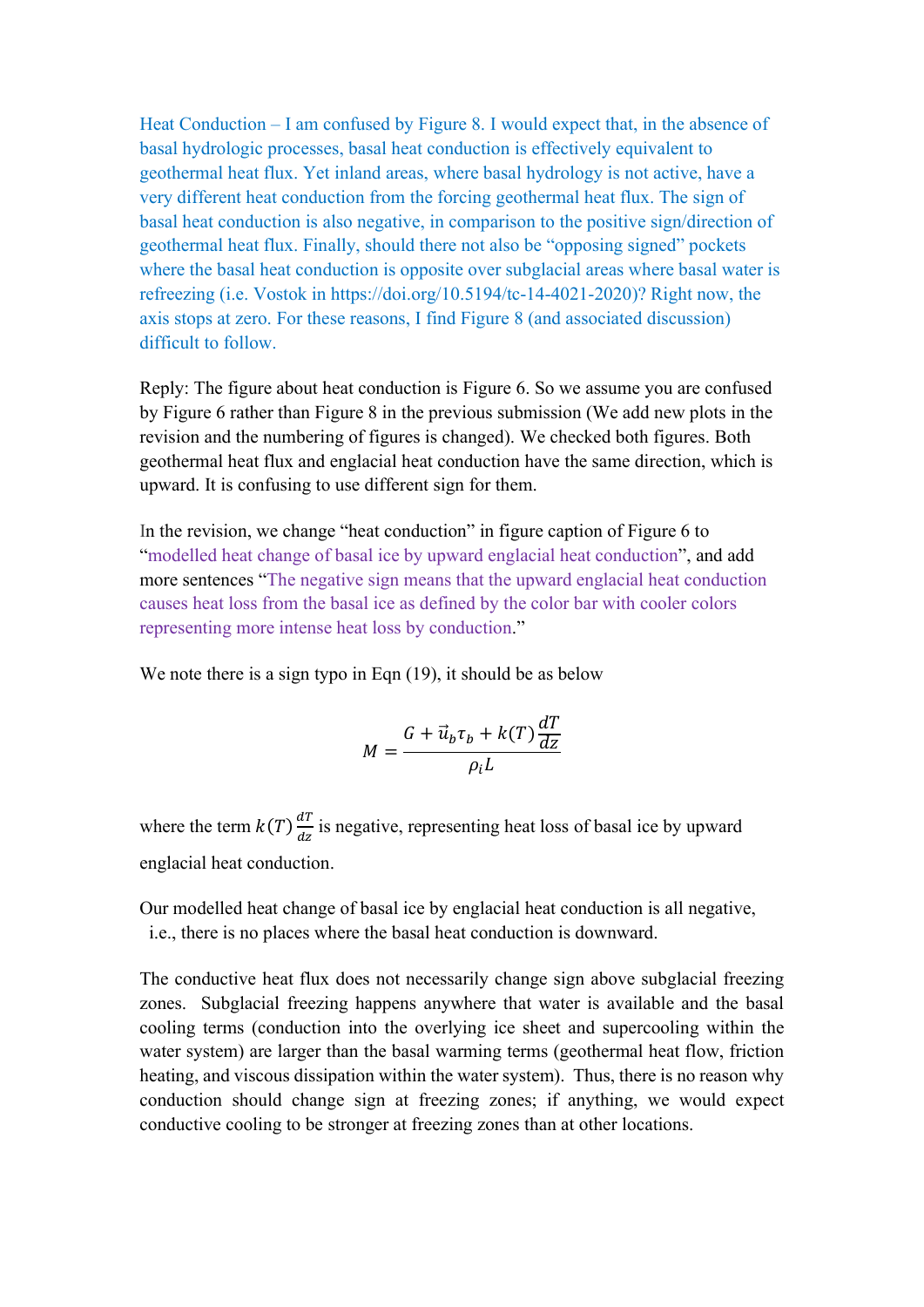Heat Conduction – I am confused by Figure 8. I would expect that, in the absence of basal hydrologic processes, basal heat conduction is effectively equivalent to geothermal heat flux. Yet inland areas, where basal hydrology is not active, have a very different heat conduction from the forcing geothermal heat flux. The sign of basal heat conduction is also negative, in comparison to the positive sign/direction of geothermal heat flux. Finally, should there not also be "opposing signed" pockets where the basal heat conduction is opposite over subglacial areas where basal water is refreezing (i.e. Vostok in https://doi.org/10.5194/tc-14-4021-2020)? Right now, the axis stops at zero. For these reasons, I find Figure 8 (and associated discussion) difficult to follow.

Reply: The figure about heat conduction is Figure 6. So we assume you are confused by Figure 6 rather than Figure 8 in the previous submission (We add new plots in the revision and the numbering of figures is changed). We checked both figures. Both geothermal heat flux and englacial heat conduction have the same direction, which is upward. It is confusing to use different sign for them.

In the revision, we change "heat conduction" in figure caption of Figure 6 to "modelled heat change of basal ice by upward englacial heat conduction", and add more sentences "The negative sign means that the upward englacial heat conduction causes heat loss from the basal ice as defined by the color bar with cooler colors representing more intense heat loss by conduction."

We note there is a sign typo in Eqn (19), it should be as below

$$M = \frac{G + \vec{u}_b \tau_b + k(T)\frac{dT}{dz}}{\rho_i L}$$

where the term $k(T)\frac{dT}{dz}$ is negative, representing heat loss of basal ice by upward englacial heat conduction.

Our modelled heat change of basal ice by englacial heat conduction is all negative, i.e., there is no places where the basal heat conduction is downward.

The conductive heat flux does not necessarily change sign above subglacial freezing zones. Subglacial freezing happens anywhere that water is available and the basal cooling terms (conduction into the overlying ice sheet and supercooling within the water system) are larger than the basal warming terms (geothermal heat flow, friction heating, and viscous dissipation within the water system). Thus, there is no reason why conduction should change sign at freezing zones; if anything, we would expect conductive cooling to be stronger at freezing zones than at other locations.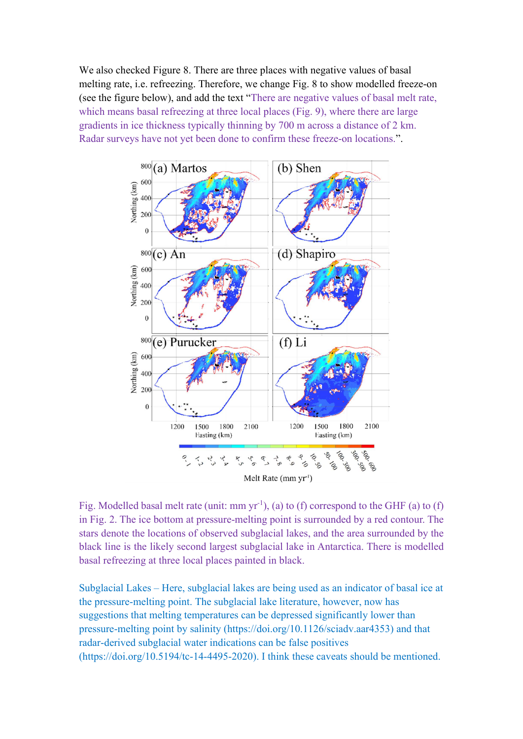We also checked Figure 8. There are three places with negative values of basal melting rate, i.e. refreezing. Therefore, we change Fig. 8 to show modelled freeze-on (see the figure below), and add the text "There are negative values of basal melt rate, which means basal refreezing at three local places (Fig. 9), where there are large gradients in ice thickness typically thinning by 700 m across a distance of 2 km. Radar surveys have not yet been done to confirm these freeze-on locations.".

Fig. Modelled basal melt rate (unit: mm yr$^{-1}$), (a) to (f) correspond to the GHF (a) to (f) in Fig. 2. The ice bottom at pressure-melting point is surrounded by a red contour. The stars denote the locations of observed subglacial lakes, and the area surrounded by the black line is the likely second largest subglacial lake in Antarctica. There is modelled basal refreezing at three local places painted in black.

Subglacial Lakes – Here, subglacial lakes are being used as an indicator of basal ice at the pressure-melting point. The subglacial lake literature, however, now has suggestions that melting temperatures can be depressed significantly lower than pressure-melting point by salinity (https://doi.org/10.1126/sciadv.aar4353) and that radar-derived subglacial water indications can be false positives (https://doi.org/10.5194/tc-14-4495-2020). I think these caveats should be mentioned.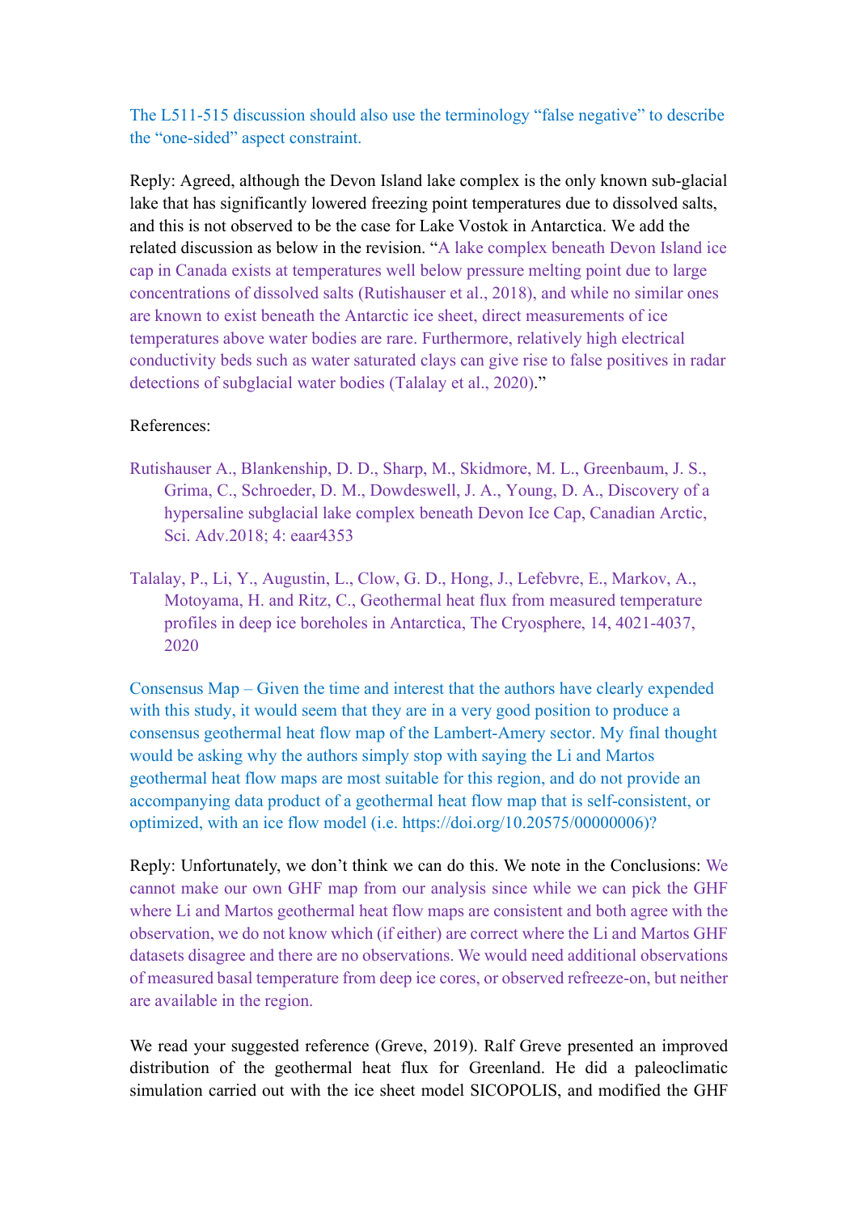The L511-515 discussion should also use the terminology "false negative" to describe the "one-sided" aspect constraint.

Reply: Agreed, although the Devon Island lake complex is the only known sub-glacial lake that has significantly lowered freezing point temperatures due to dissolved salts, and this is not observed to be the case for Lake Vostok in Antarctica. We add the related discussion as below in the revision. "A lake complex beneath Devon Island ice cap in Canada exists at temperatures well below pressure melting point due to large concentrations of dissolved salts (Rutishauser et al., 2018), and while no similar ones are known to exist beneath the Antarctic ice sheet, direct measurements of ice temperatures above water bodies are rare. Furthermore, relatively high electrical conductivity beds such as water saturated clays can give rise to false positives in radar detections of subglacial water bodies (Talalay et al., 2020)."

References:

Rutishauser A., Blankenship, D. D., Sharp, M., Skidmore, M. L., Greenbaum, J. S., Grima, C., Schroeder, D. M., Dowdeswell, J. A., Young, D. A., Discovery of a hypersaline subglacial lake complex beneath Devon Ice Cap, Canadian Arctic, Sci. Adv.2018; 4: eaar4353

Talalay, P., Li, Y., Augustin, L., Clow, G. D., Hong, J., Lefebvre, E., Markov, A., Motoyama, H. and Ritz, C., Geothermal heat flux from measured temperature profiles in deep ice boreholes in Antarctica, The Cryosphere, 14, 4021-4037, 2020

Consensus Map – Given the time and interest that the authors have clearly expended with this study, it would seem that they are in a very good position to produce a consensus geothermal heat flow map of the Lambert-Amery sector. My final thought would be asking why the authors simply stop with saying the Li and Martos geothermal heat flow maps are most suitable for this region, and do not provide an accompanying data product of a geothermal heat flow map that is self-consistent, or optimized, with an ice flow model (i.e. https://doi.org/10.20575/00000006)?

Reply: Unfortunately, we don't think we can do this. We note in the Conclusions: We cannot make our own GHF map from our analysis since while we can pick the GHF where Li and Martos geothermal heat flow maps are consistent and both agree with the observation, we do not know which (if either) are correct where the Li and Martos GHF datasets disagree and there are no observations. We would need additional observations of measured basal temperature from deep ice cores, or observed refreeze-on, but neither are available in the region.

We read your suggested reference (Greve, 2019). Ralf Greve presented an improved distribution of the geothermal heat flux for Greenland. He did a paleoclimatic simulation carried out with the ice sheet model SICOPOLIS, and modified the GHF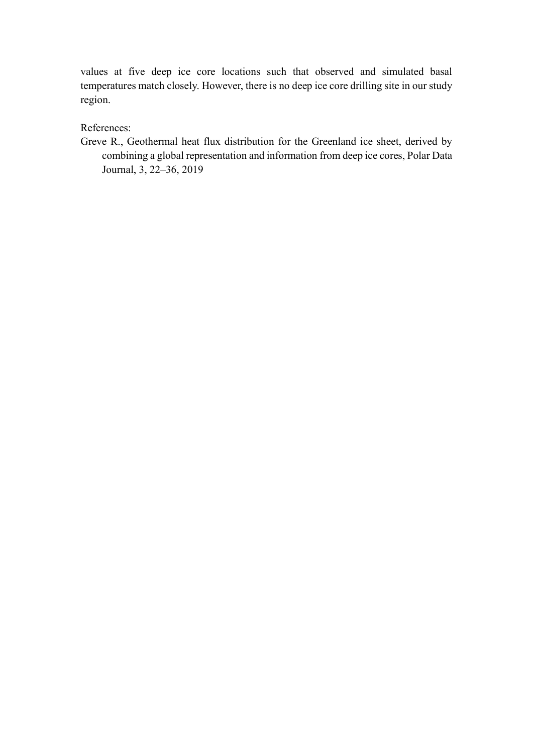values at five deep ice core locations such that observed and simulated basal temperatures match closely. However, there is no deep ice core drilling site in our study region.

References:

Greve R., Geothermal heat flux distribution for the Greenland ice sheet, derived by combining a global representation and information from deep ice cores, Polar Data Journal, 3, 22–36, 2019